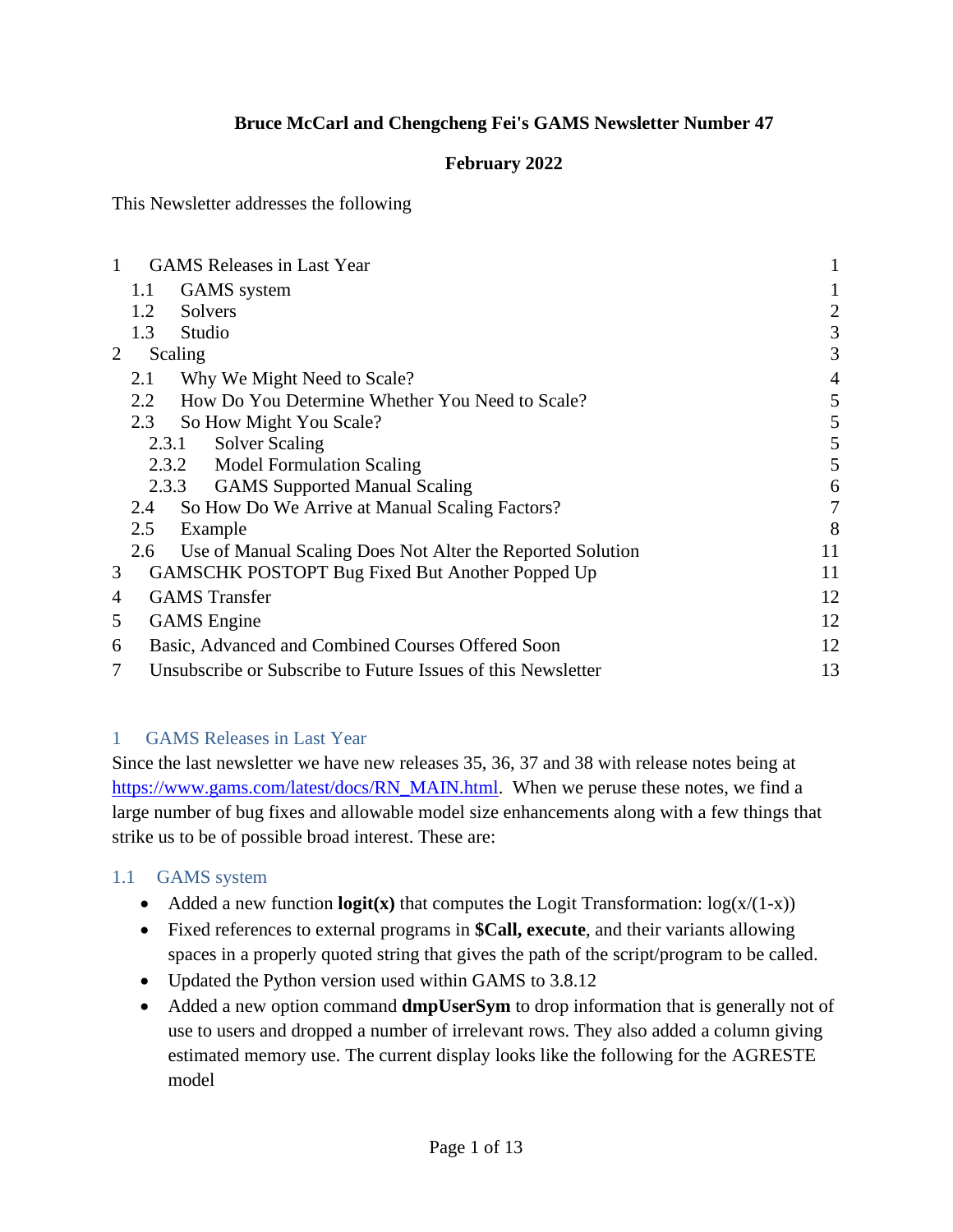**Bruce McCarl and Chengcheng Fei's GAMS Newsletter Number 47**

**February 2022**

This Newsletter addresses the following

| | | |
|---|---|---|
| 1 | GAMS Releases in Last Year | 1 |
| 1.1 | GAMS system | 1 |
| 1.2 | Solvers | 2 |
| 1.3 | Studio | 3 |
| 2 | Scaling | 3 |
| 2.1 | Why We Might Need to Scale? | 4 |
| 2.2 | How Do You Determine Whether You Need to Scale? | 5 |
| 2.3 | So How Might You Scale? | 5 |
| 2.3.1 | Solver Scaling | 5 |
| 2.3.2 | Model Formulation Scaling | 5 |
| 2.3.3 | GAMS Supported Manual Scaling | 6 |
| 2.4 | So How Do We Arrive at Manual Scaling Factors? | 7 |
| 2.5 | Example | 8 |
| 2.6 | Use of Manual Scaling Does Not Alter the Reported Solution | 11 |
| 3 | GAMSCHK POSTOPT Bug Fixed But Another Popped Up | 11 |
| 4 | GAMS Transfer | 12 |
| 5 | GAMS Engine | 12 |
| 6 | Basic, Advanced and Combined Courses Offered Soon | 12 |
| 7 | Unsubscribe or Subscribe to Future Issues of this Newsletter | 13 |

## 1 GAMS Releases in Last Year

Since the last newsletter we have new releases 35, 36, 37 and 38 with release notes being at https://www.gams.com/latest/docs/RN_MAIN.html. When we peruse these notes, we find a large number of bug fixes and allowable model size enhancements along with a few things that strike us to be of possible broad interest. These are:

### 1.1 GAMS system

- Added a new function **logit(x)** that computes the Logit Transformation: log(x/(1-x))
- Fixed references to external programs in **$Call, execute**, and their variants allowing spaces in a properly quoted string that gives the path of the script/program to be called.
- Updated the Python version used within GAMS to 3.8.12
- Added a new option command **dmpUserSym** to drop information that is generally not of use to users and dropped a number of irrelevant rows. They also added a column giving estimated memory use. The current display looks like the following for the AGRESTE model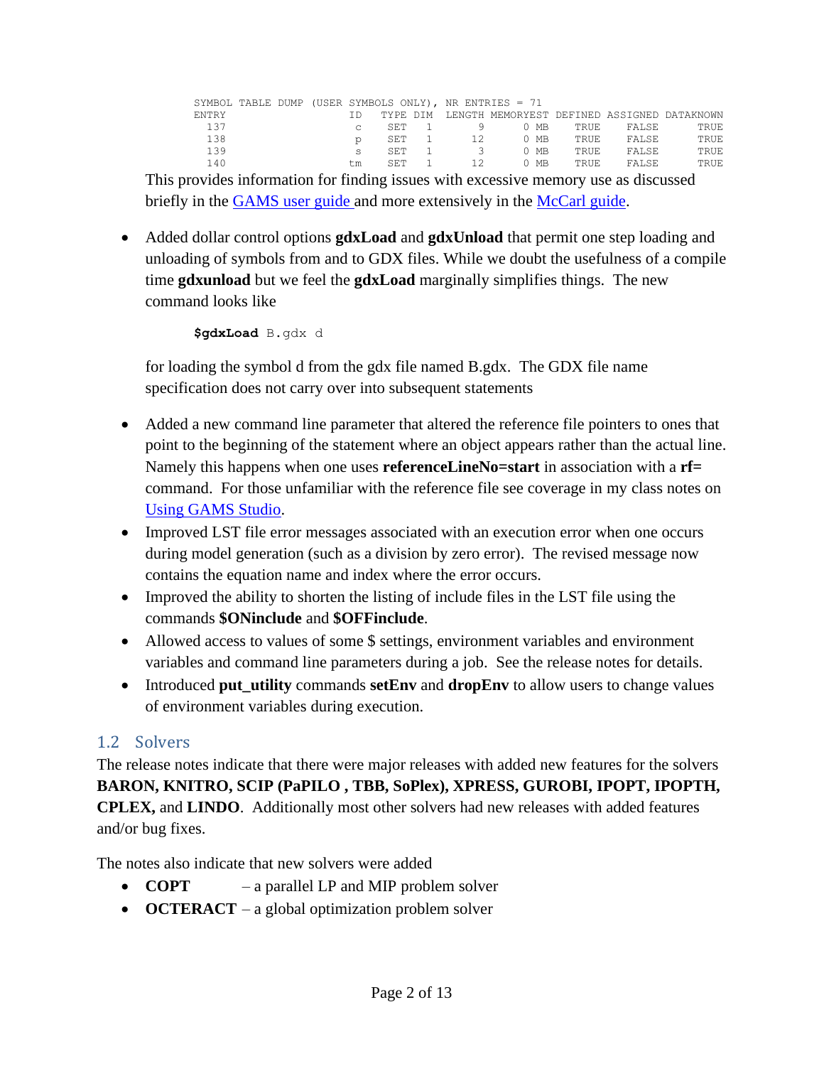```
SYMBOL TABLE DUMP (USER SYMBOLS ONLY), NR ENTRIES = 71
ENTRY                  ID  TYPE DIM  LENGTH MEMORYEST DEFINED ASSIGNED DATAKNOWN
  137                   c   SET   1       9      0 MB    TRUE    FALSE      TRUE
  138                   p   SET   1      12      0 MB    TRUE    FALSE      TRUE
  139                   s   SET   1       3      0 MB    TRUE    FALSE      TRUE
  140                  tm   SET   1      12      0 MB    TRUE    FALSE      TRUE
```

This provides information for finding issues with excessive memory use as discussed briefly in the GAMS user guide and more extensively in the McCarl guide.

- Added dollar control options **gdxLoad** and **gdxUnload** that permit one step loading and unloading of symbols from and to GDX files. While we doubt the usefulness of a compile time **gdxunload** but we feel the **gdxLoad** marginally simplifies things. The new command looks like

  ```
  $gdxLoad B.gdx d
  ```

  for loading the symbol d from the gdx file named B.gdx. The GDX file name specification does not carry over into subsequent statements

- Added a new command line parameter that altered the reference file pointers to ones that point to the beginning of the statement where an object appears rather than the actual line. Namely this happens when one uses **referenceLineNo=start** in association with a **rf=** command. For those unfamiliar with the reference file see coverage in my class notes on Using GAMS Studio.
- Improved LST file error messages associated with an execution error when one occurs during model generation (such as a division by zero error). The revised message now contains the equation name and index where the error occurs.
- Improved the ability to shorten the listing of include files in the LST file using the commands **$ONinclude** and **$OFFinclude**.
- Allowed access to values of some $ settings, environment variables and environment variables and command line parameters during a job. See the release notes for details.
- Introduced **put_utility** commands **setEnv** and **dropEnv** to allow users to change values of environment variables during execution.

## 1.2 Solvers

The release notes indicate that there were major releases with added new features for the solvers **BARON, KNITRO, SCIP (PaPILO , TBB, SoPlex), XPRESS, GUROBI, IPOPT, IPOPTH, CPLEX,** and **LINDO**. Additionally most other solvers had new releases with added features and/or bug fixes.

The notes also indicate that new solvers were added

- **COPT** – a parallel LP and MIP problem solver
- **OCTERACT** – a global optimization problem solver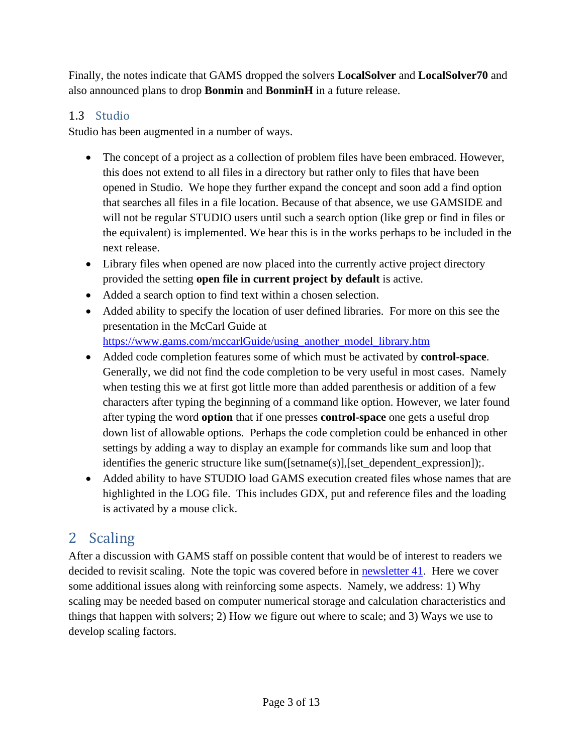Finally, the notes indicate that GAMS dropped the solvers **LocalSolver** and **LocalSolver70** and also announced plans to drop **Bonmin** and **BonminH** in a future release.

### 1.3 Studio

Studio has been augmented in a number of ways.

- The concept of a project as a collection of problem files have been embraced. However, this does not extend to all files in a directory but rather only to files that have been opened in Studio. We hope they further expand the concept and soon add a find option that searches all files in a file location. Because of that absence, we use GAMSIDE and will not be regular STUDIO users until such a search option (like grep or find in files or the equivalent) is implemented. We hear this is in the works perhaps to be included in the next release.
- Library files when opened are now placed into the currently active project directory provided the setting **open file in current project by default** is active.
- Added a search option to find text within a chosen selection.
- Added ability to specify the location of user defined libraries. For more on this see the presentation in the McCarl Guide at [https://www.gams.com/mccarlGuide/using_another_model_library.htm](https://www.gams.com/mccarlGuide/using_another_model_library.htm)
- Added code completion features some of which must be activated by **control-space**. Generally, we did not find the code completion to be very useful in most cases. Namely when testing this we at first got little more than added parenthesis or addition of a few characters after typing the beginning of a command like option. However, we later found after typing the word **option** that if one presses **control-space** one gets a useful drop down list of allowable options. Perhaps the code completion could be enhanced in other settings by adding a way to display an example for commands like sum and loop that identifies the generic structure like sum([setname(s)],[set_dependent_expression]);.
- Added ability to have STUDIO load GAMS execution created files whose names that are highlighted in the LOG file. This includes GDX, put and reference files and the loading is activated by a mouse click.

## 2 Scaling

After a discussion with GAMS staff on possible content that would be of interest to readers we decided to revisit scaling. Note the topic was covered before in [newsletter 41](newsletter 41). Here we cover some additional issues along with reinforcing some aspects. Namely, we address: 1) Why scaling may be needed based on computer numerical storage and calculation characteristics and things that happen with solvers; 2) How we figure out where to scale; and 3) Ways we use to develop scaling factors.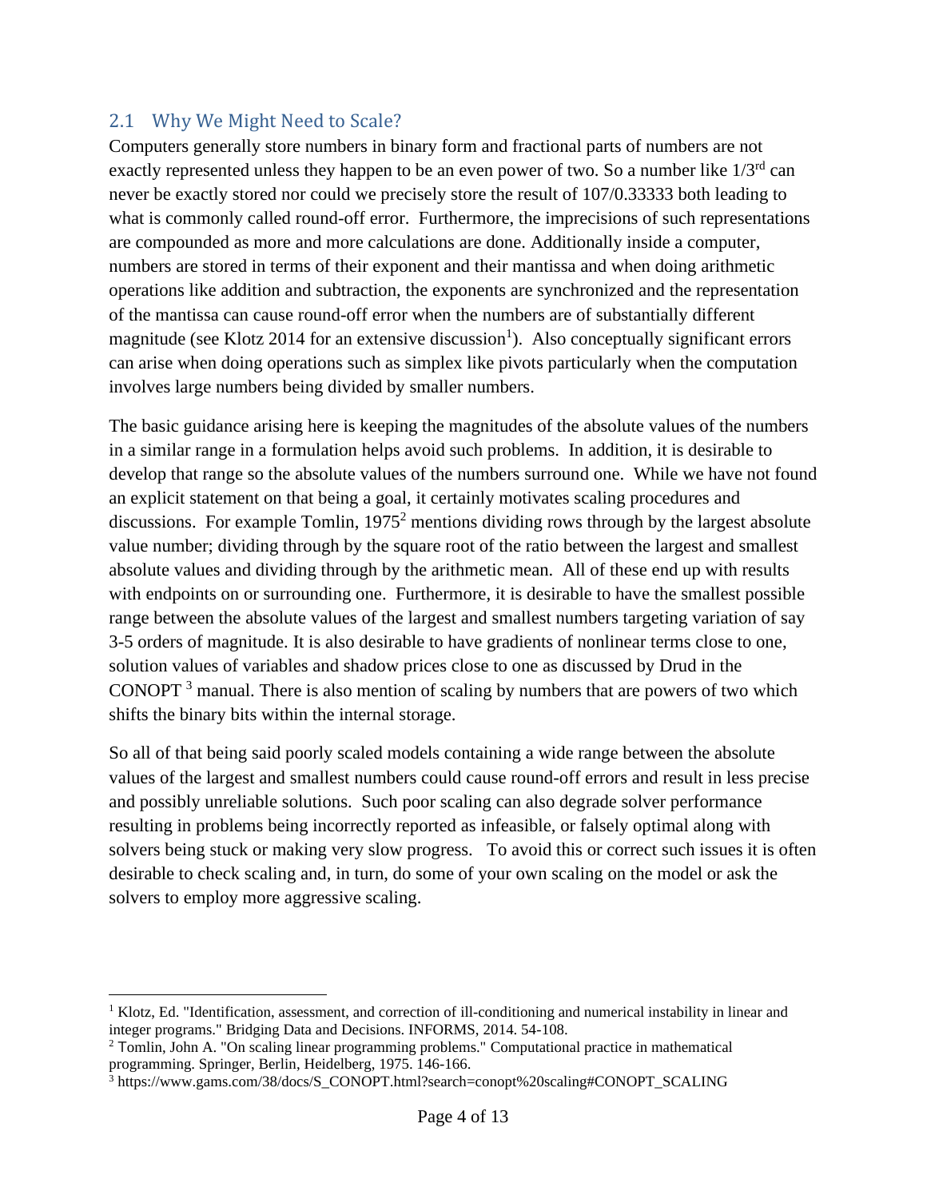## 2.1 Why We Might Need to Scale?

Computers generally store numbers in binary form and fractional parts of numbers are not exactly represented unless they happen to be an even power of two. So a number like 1/3rd can never be exactly stored nor could we precisely store the result of 107/0.33333 both leading to what is commonly called round-off error. Furthermore, the imprecisions of such representations are compounded as more and more calculations are done. Additionally inside a computer, numbers are stored in terms of their exponent and their mantissa and when doing arithmetic operations like addition and subtraction, the exponents are synchronized and the representation of the mantissa can cause round-off error when the numbers are of substantially different magnitude (see Klotz 2014 for an extensive discussion[1]). Also conceptually significant errors can arise when doing operations such as simplex like pivots particularly when the computation involves large numbers being divided by smaller numbers.

The basic guidance arising here is keeping the magnitudes of the absolute values of the numbers in a similar range in a formulation helps avoid such problems. In addition, it is desirable to develop that range so the absolute values of the numbers surround one. While we have not found an explicit statement on that being a goal, it certainly motivates scaling procedures and discussions. For example Tomlin, 1975[2] mentions dividing rows through by the largest absolute value number; dividing through by the square root of the ratio between the largest and smallest absolute values and dividing through by the arithmetic mean. All of these end up with results with endpoints on or surrounding one. Furthermore, it is desirable to have the smallest possible range between the absolute values of the largest and smallest numbers targeting variation of say 3-5 orders of magnitude. It is also desirable to have gradients of nonlinear terms close to one, solution values of variables and shadow prices close to one as discussed by Drud in the CONOPT [3] manual. There is also mention of scaling by numbers that are powers of two which shifts the binary bits within the internal storage.

So all of that being said poorly scaled models containing a wide range between the absolute values of the largest and smallest numbers could cause round-off errors and result in less precise and possibly unreliable solutions. Such poor scaling can also degrade solver performance resulting in problems being incorrectly reported as infeasible, or falsely optimal along with solvers being stuck or making very slow progress. To avoid this or correct such issues it is often desirable to check scaling and, in turn, do some of your own scaling on the model or ask the solvers to employ more aggressive scaling.

---

[1] Klotz, Ed. "Identification, assessment, and correction of ill-conditioning and numerical instability in linear and integer programs." Bridging Data and Decisions. INFORMS, 2014. 54-108.

[2] Tomlin, John A. "On scaling linear programming problems." Computational practice in mathematical programming. Springer, Berlin, Heidelberg, 1975. 146-166.

[3] https://www.gams.com/38/docs/S_CONOPT.html?search=conopt%20scaling#CONOPT_SCALING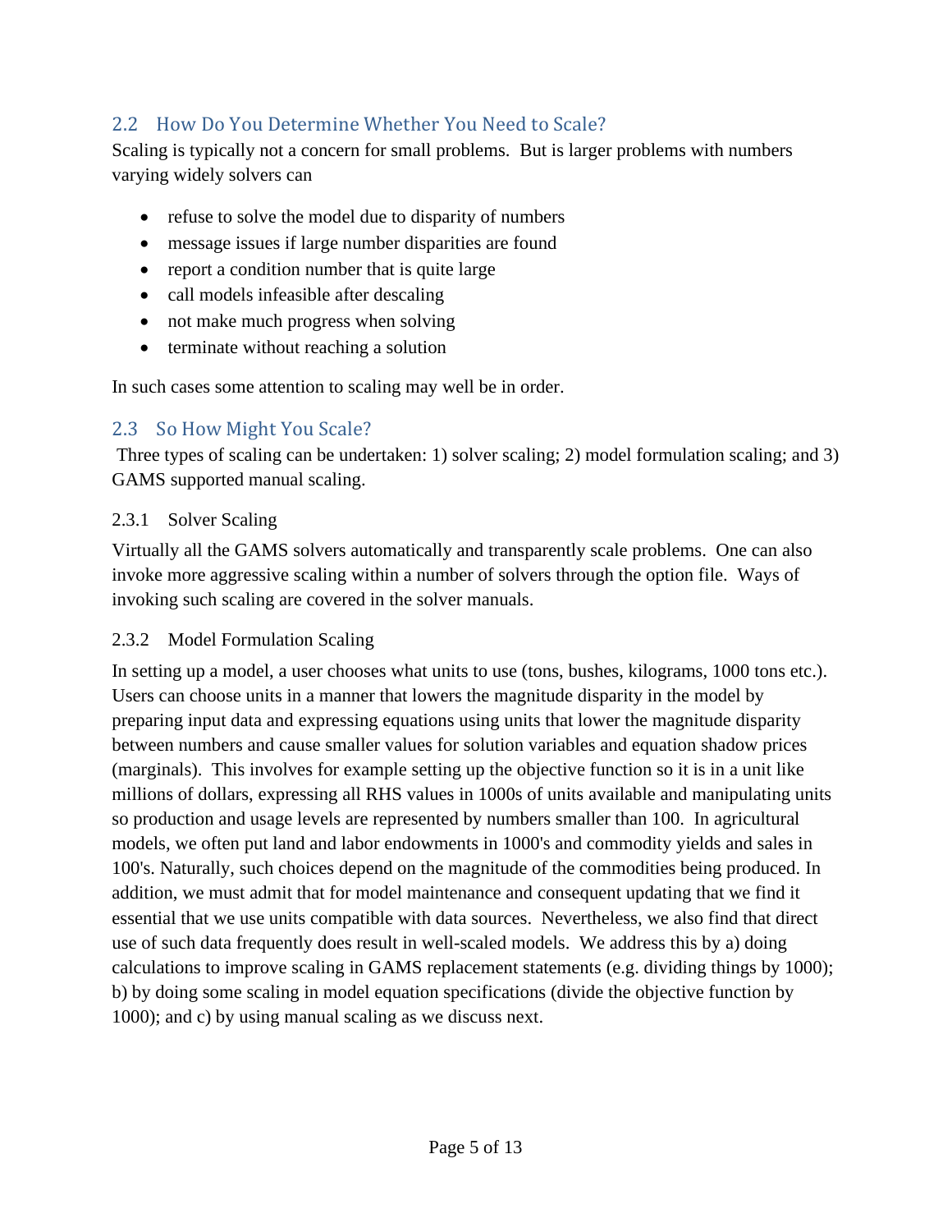## 2.2 How Do You Determine Whether You Need to Scale?

Scaling is typically not a concern for small problems. But is larger problems with numbers varying widely solvers can

- refuse to solve the model due to disparity of numbers
- message issues if large number disparities are found
- report a condition number that is quite large
- call models infeasible after descaling
- not make much progress when solving
- terminate without reaching a solution

In such cases some attention to scaling may well be in order.

## 2.3 So How Might You Scale?

Three types of scaling can be undertaken: 1) solver scaling; 2) model formulation scaling; and 3) GAMS supported manual scaling.

### 2.3.1 Solver Scaling

Virtually all the GAMS solvers automatically and transparently scale problems. One can also invoke more aggressive scaling within a number of solvers through the option file. Ways of invoking such scaling are covered in the solver manuals.

### 2.3.2 Model Formulation Scaling

In setting up a model, a user chooses what units to use (tons, bushes, kilograms, 1000 tons etc.). Users can choose units in a manner that lowers the magnitude disparity in the model by preparing input data and expressing equations using units that lower the magnitude disparity between numbers and cause smaller values for solution variables and equation shadow prices (marginals). This involves for example setting up the objective function so it is in a unit like millions of dollars, expressing all RHS values in 1000s of units available and manipulating units so production and usage levels are represented by numbers smaller than 100. In agricultural models, we often put land and labor endowments in 1000's and commodity yields and sales in 100's. Naturally, such choices depend on the magnitude of the commodities being produced. In addition, we must admit that for model maintenance and consequent updating that we find it essential that we use units compatible with data sources. Nevertheless, we also find that direct use of such data frequently does result in well-scaled models. We address this by a) doing calculations to improve scaling in GAMS replacement statements (e.g. dividing things by 1000); b) by doing some scaling in model equation specifications (divide the objective function by 1000); and c) by using manual scaling as we discuss next.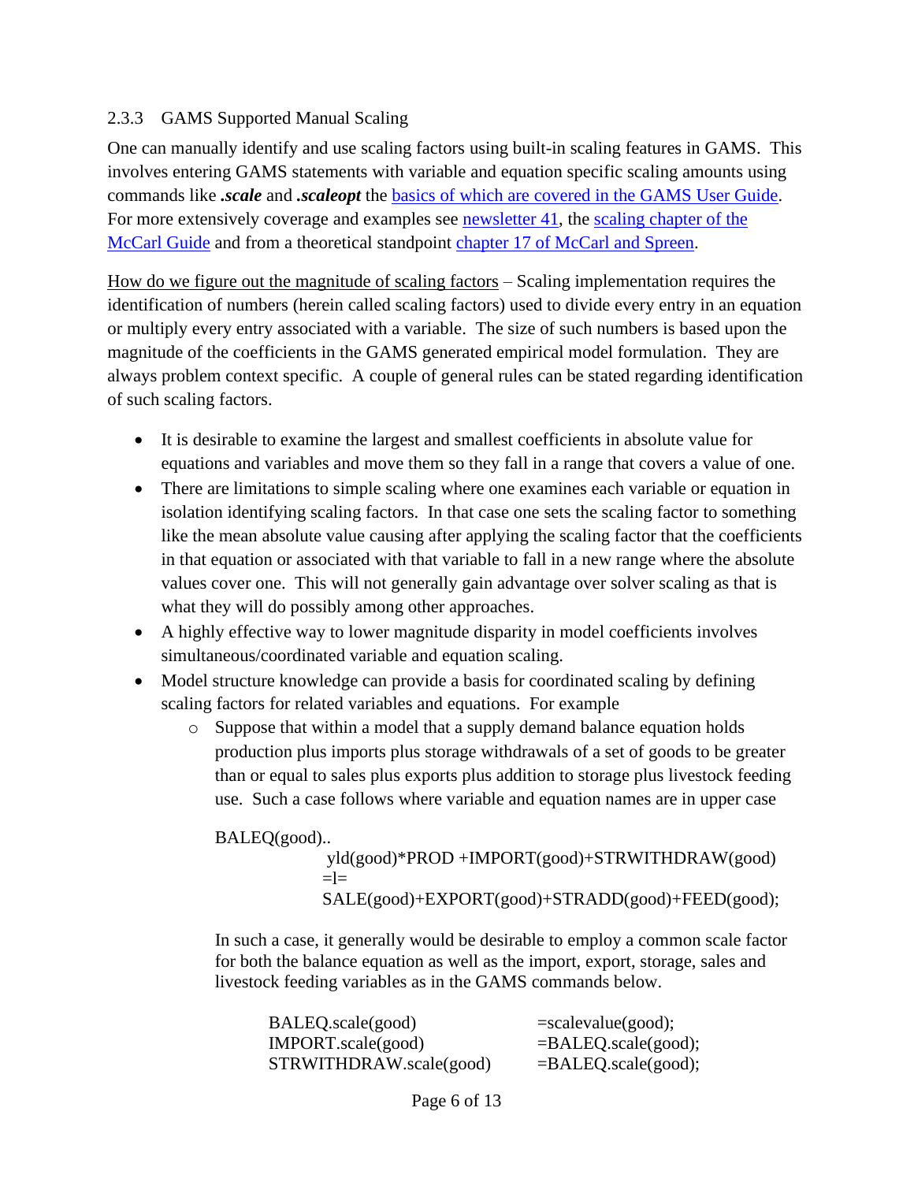### 2.3.3 GAMS Supported Manual Scaling

One can manually identify and use scaling factors using built-in scaling features in GAMS. This involves entering GAMS statements with variable and equation specific scaling amounts using commands like ***.scale*** and ***.scaleopt*** the basics of which are covered in the GAMS User Guide. For more extensively coverage and examples see newsletter 41, the scaling chapter of the McCarl Guide and from a theoretical standpoint chapter 17 of McCarl and Spreen.

How do we figure out the magnitude of scaling factors – Scaling implementation requires the identification of numbers (herein called scaling factors) used to divide every entry in an equation or multiply every entry associated with a variable. The size of such numbers is based upon the magnitude of the coefficients in the GAMS generated empirical model formulation. They are always problem context specific. A couple of general rules can be stated regarding identification of such scaling factors.

- It is desirable to examine the largest and smallest coefficients in absolute value for equations and variables and move them so they fall in a range that covers a value of one.
- There are limitations to simple scaling where one examines each variable or equation in isolation identifying scaling factors. In that case one sets the scaling factor to something like the mean absolute value causing after applying the scaling factor that the coefficients in that equation or associated with that variable to fall in a new range where the absolute values cover one. This will not generally gain advantage over solver scaling as that is what they will do possibly among other approaches.
- A highly effective way to lower magnitude disparity in model coefficients involves simultaneous/coordinated variable and equation scaling.
- Model structure knowledge can provide a basis for coordinated scaling by defining scaling factors for related variables and equations. For example
    - Suppose that within a model that a supply demand balance equation holds production plus imports plus storage withdrawals of a set of goods to be greater than or equal to sales plus exports plus addition to storage plus livestock feeding use. Such a case follows where variable and equation names are in upper case

```
BALEQ(good)..
         yld(good)*PROD +IMPORT(good)+STRWITHDRAW(good)
        =l=
        SALE(good)+EXPORT(good)+STRADD(good)+FEED(good);
```

      In such a case, it generally would be desirable to employ a common scale factor for both the balance equation as well as the import, export, storage, sales and livestock feeding variables as in the GAMS commands below.

```
BALEQ.scale(good)             =scalevalue(good);
IMPORT.scale(good)            =BALEQ.scale(good);
STRWITHDRAW.scale(good)       =BALEQ.scale(good);
```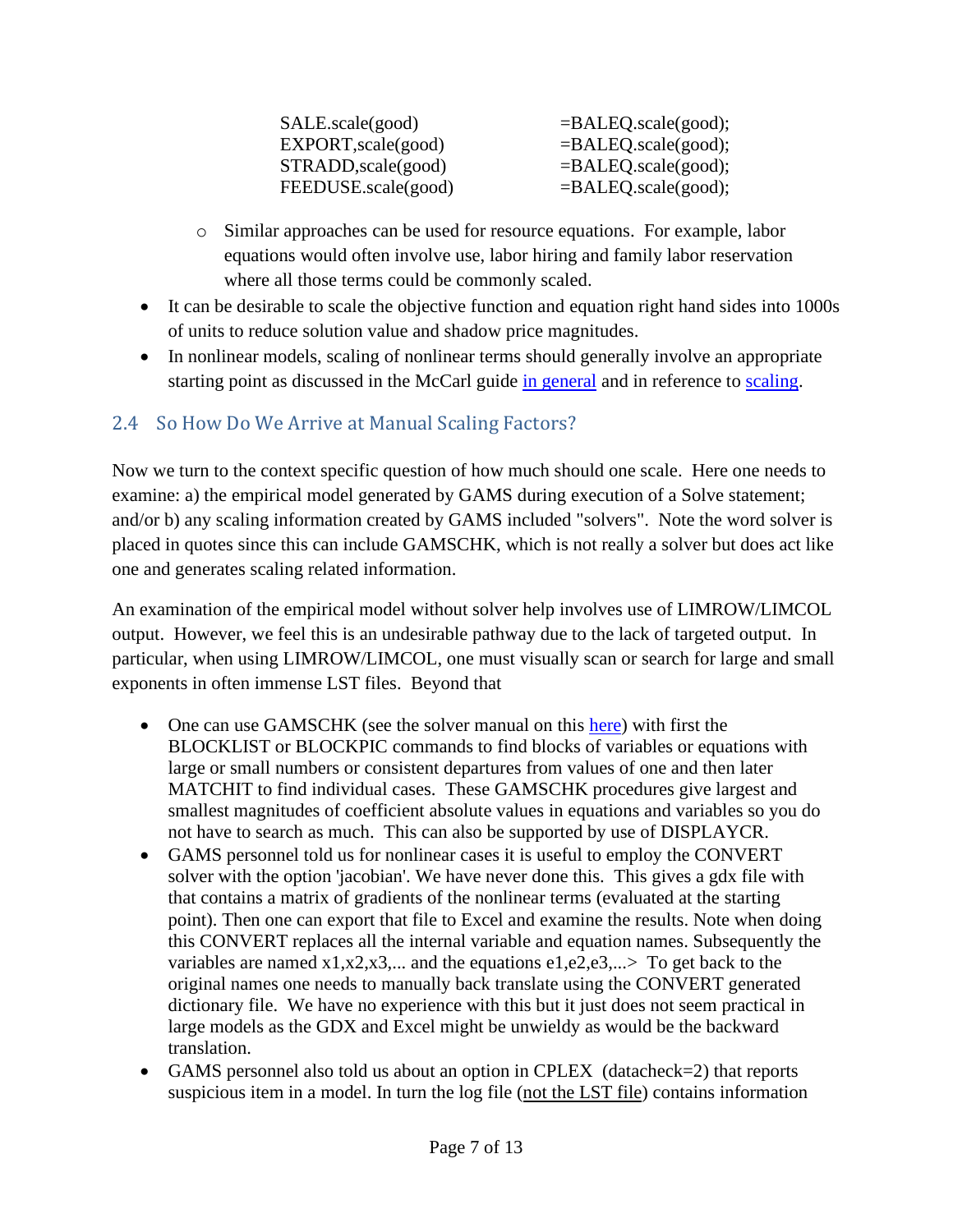```
SALE.scale(good)        =BALEQ.scale(good);
EXPORT,scale(good)      =BALEQ.scale(good);
STRADD,scale(good)      =BALEQ.scale(good);
FEEDUSE.scale(good)     =BALEQ.scale(good);
```

- Similar approaches can be used for resource equations. For example, labor equations would often involve use, labor hiring and family labor reservation where all those terms could be commonly scaled.

- It can be desirable to scale the objective function and equation right hand sides into 1000s of units to reduce solution value and shadow price magnitudes.
- In nonlinear models, scaling of nonlinear terms should generally involve an appropriate starting point as discussed in the McCarl guide in general and in reference to scaling.

## 2.4 So How Do We Arrive at Manual Scaling Factors?

Now we turn to the context specific question of how much should one scale. Here one needs to examine: a) the empirical model generated by GAMS during execution of a Solve statement; and/or b) any scaling information created by GAMS included "solvers". Note the word solver is placed in quotes since this can include GAMSCHK, which is not really a solver but does act like one and generates scaling related information.

An examination of the empirical model without solver help involves use of LIMROW/LIMCOL output. However, we feel this is an undesirable pathway due to the lack of targeted output. In particular, when using LIMROW/LIMCOL, one must visually scan or search for large and small exponents in often immense LST files. Beyond that

- One can use GAMSCHK (see the solver manual on this here) with first the BLOCKLIST or BLOCKPIC commands to find blocks of variables or equations with large or small numbers or consistent departures from values of one and then later MATCHIT to find individual cases. These GAMSCHK procedures give largest and smallest magnitudes of coefficient absolute values in equations and variables so you do not have to search as much. This can also be supported by use of DISPLAYCR.
- GAMS personnel told us for nonlinear cases it is useful to employ the CONVERT solver with the option 'jacobian'. We have never done this. This gives a gdx file with that contains a matrix of gradients of the nonlinear terms (evaluated at the starting point). Then one can export that file to Excel and examine the results. Note when doing this CONVERT replaces all the internal variable and equation names. Subsequently the variables are named x1,x2,x3,... and the equations e1,e2,e3,...> To get back to the original names one needs to manually back translate using the CONVERT generated dictionary file. We have no experience with this but it just does not seem practical in large models as the GDX and Excel might be unwieldy as would be the backward translation.
- GAMS personnel also told us about an option in CPLEX (datacheck=2) that reports suspicious item in a model. In turn the log file (not the LST file) contains information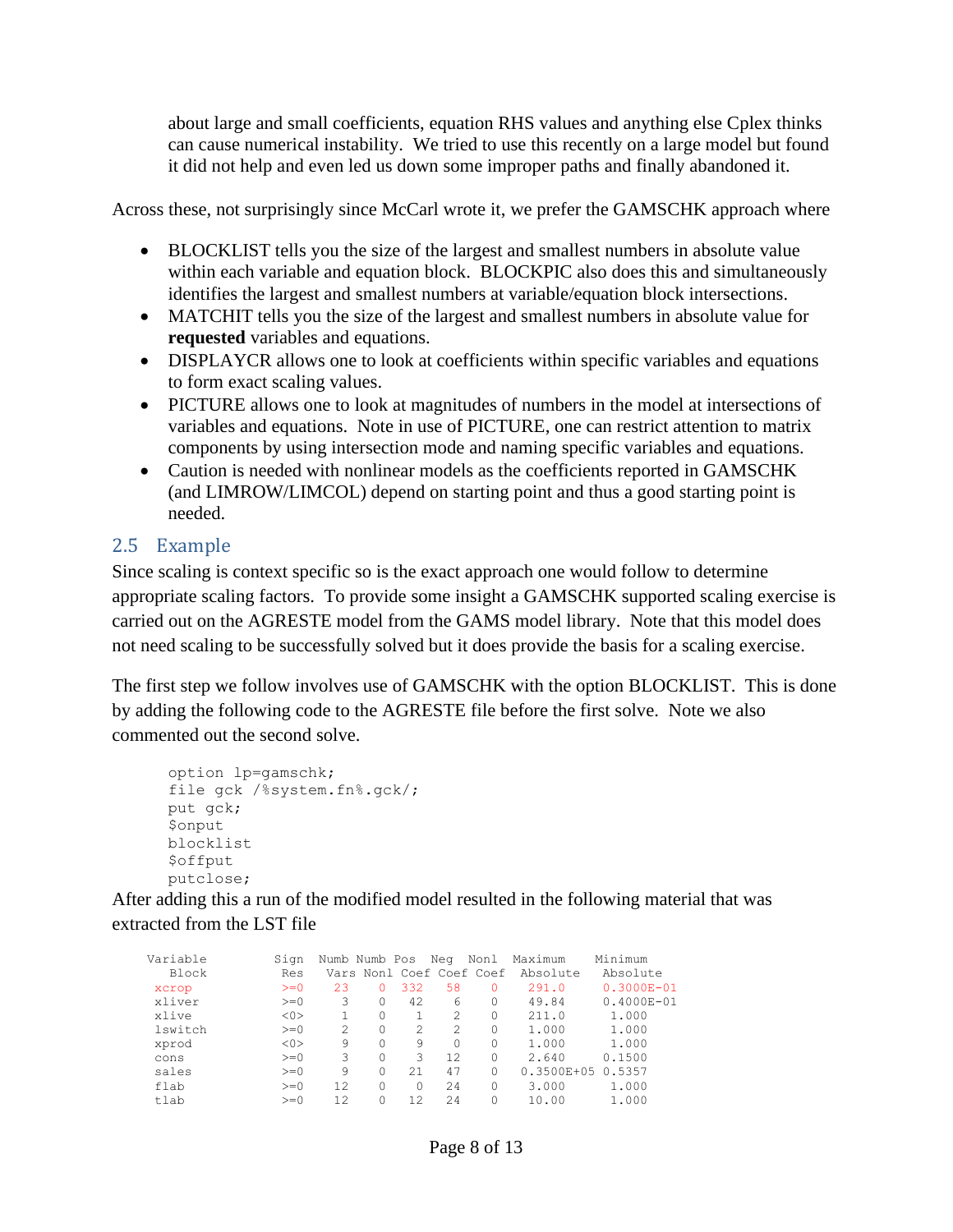about large and small coefficients, equation RHS values and anything else Cplex thinks can cause numerical instability. We tried to use this recently on a large model but found it did not help and even led us down some improper paths and finally abandoned it.

Across these, not surprisingly since McCarl wrote it, we prefer the GAMSCHK approach where

- BLOCKLIST tells you the size of the largest and smallest numbers in absolute value within each variable and equation block. BLOCKPIC also does this and simultaneously identifies the largest and smallest numbers at variable/equation block intersections.
- MATCHIT tells you the size of the largest and smallest numbers in absolute value for **requested** variables and equations.
- DISPLAYCR allows one to look at coefficients within specific variables and equations to form exact scaling values.
- PICTURE allows one to look at magnitudes of numbers in the model at intersections of variables and equations. Note in use of PICTURE, one can restrict attention to matrix components by using intersection mode and naming specific variables and equations.
- Caution is needed with nonlinear models as the coefficients reported in GAMSCHK (and LIMROW/LIMCOL) depend on starting point and thus a good starting point is needed.

## 2.5 Example

Since scaling is context specific so is the exact approach one would follow to determine appropriate scaling factors. To provide some insight a GAMSCHK supported scaling exercise is carried out on the AGRESTE model from the GAMS model library. Note that this model does not need scaling to be successfully solved but it does provide the basis for a scaling exercise.

The first step we follow involves use of GAMSCHK with the option BLOCKLIST. This is done by adding the following code to the AGRESTE file before the first solve. Note we also commented out the second solve.

```
option lp=gamschk;
file gck /%system.fn%.gck/;
put gck;
$onput
blocklist
$offput
putclose;
```

After adding this a run of the modified model resulted in the following material that was extracted from the LST file

| Variable Block | Sign Res | Numb Vars | Numb Nonl | Pos Coef | Neg Coef | Nonl Coef | Maximum Absolute | Minimum Absolute |
|---|---|---|---|---|---|---|---|---|
| xcrop | >=0 | 23 | 0 | 332 | 58 | 0 | 291.0 | 0.3000E-01 |
| xliver | >=0 | 3 | 0 | 42 | 6 | 0 | 49.84 | 0.4000E-01 |
| xlive | <0> | 1 | 0 | 1 | 2 | 0 | 211.0 | 1.000 |
| lswitch | >=0 | 2 | 0 | 2 | 2 | 0 | 1.000 | 1.000 |
| xprod | <0> | 9 | 0 | 9 | 0 | 0 | 1.000 | 1.000 |
| cons | >=0 | 3 | 0 | 3 | 12 | 0 | 2.640 | 0.1500 |
| sales | >=0 | 9 | 0 | 21 | 47 | 0 | 0.3500E+05 | 0.5357 |
| flab | >=0 | 12 | 0 | 0 | 24 | 0 | 3.000 | 1.000 |
| tlab | >=0 | 12 | 0 | 12 | 24 | 0 | 10.00 | 1.000 |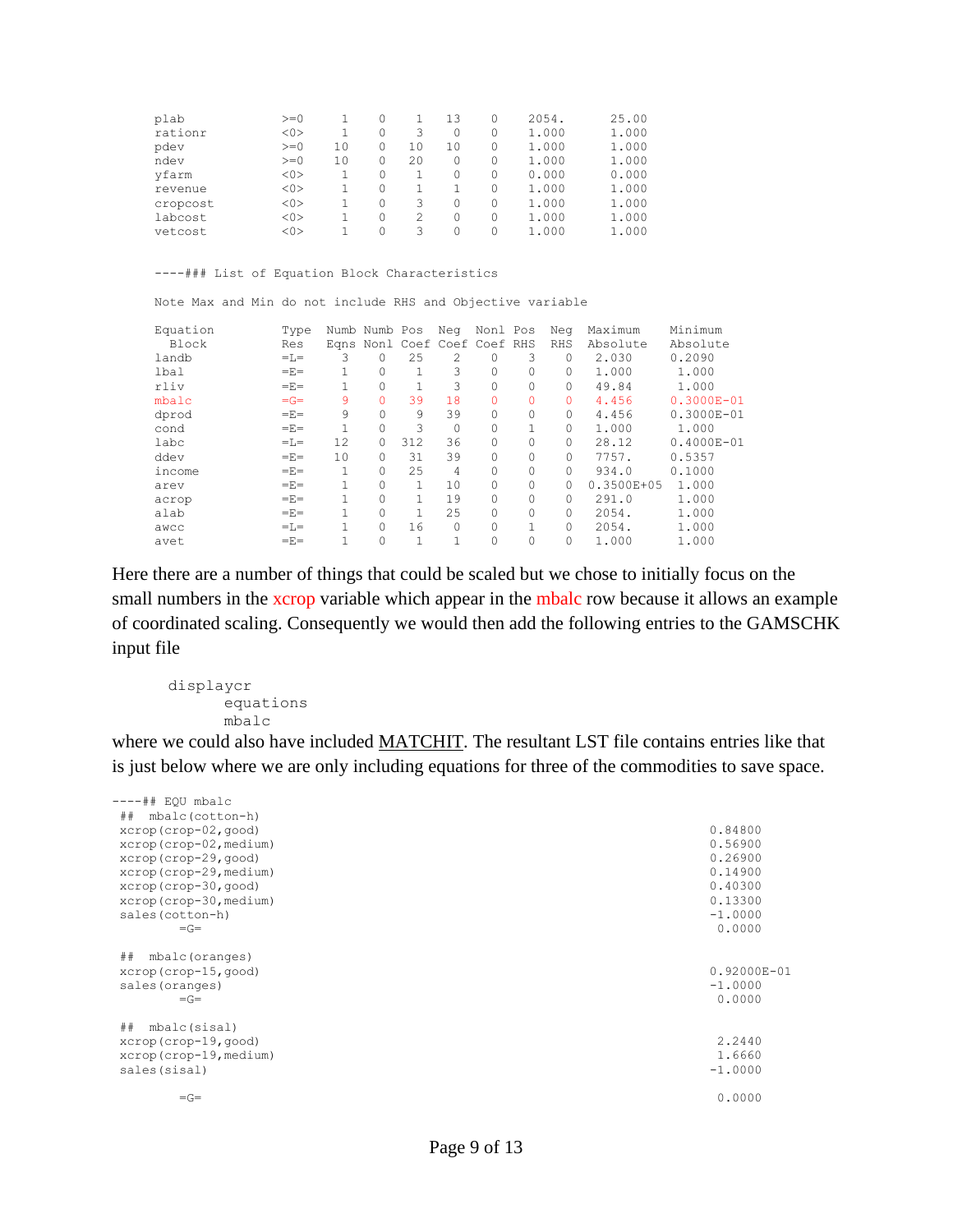```
plab           >=0     1    0    1   13    0    2054.      25.00
rationr        <0>     1    0    3    0    0    1.000      1.000
pdev           >=0    10    0   10   10    0    1.000      1.000
ndev           >=0    10    0   20    0    0    1.000      1.000
yfarm          <0>     1    0    1    0    0    0.000      0.000
revenue        <0>     1    0    1    1    0    1.000      1.000
cropcost       <0>     1    0    3    0    0    1.000      1.000
labcost        <0>     1    0    2    0    0    1.000      1.000
vetcost        <0>     1    0    3    0    0    1.000      1.000


----### List of Equation Block Characteristics

Note Max and Min do not include RHS and Objective variable

Equation       Type  Numb Numb Pos  Neg  Nonl Pos  Neg  Maximum     Minimum
 Block         Res   Eqns Nonl Coef Coef Coef RHS  RHS  Absolute    Absolute
landb          =L=     3    0   25    2    0    3    0   2.030      0.2090
lbal           =E=     1    0    1    3    0    0    0   1.000       1.000
rliv           =E=     1    0    1    3    0    0    0   49.84       1.000
mbalc          =G=     9    0   39   18    0    0    0   4.456      0.3000E-01
dprod          =E=     9    0    9   39    0    0    0   4.456      0.3000E-01
cond           =E=     1    0    3    0    0    1    0   1.000       1.000
labc           =L=    12    0  312   36    0    0    0   28.12      0.4000E-01
ddev           =E=    10    0   31   39    0    0    0   7757.      0.5357
income         =E=     1    0   25    4    0    0    0   934.0      0.1000
arev           =E=     1    0    1   10    0    0    0  0.3500E+05   1.000
acrop          =E=     1    0    1   19    0    0    0   291.0       1.000
alab           =E=     1    0    1   25    0    0    0   2054.       1.000
awcc           =L=     1    0   16    0    0    1    0   2054.       1.000
avet           =E=     1    0    1    1    0    0    0   1.000       1.000
```

Here there are a number of things that could be scaled but we chose to initially focus on the small numbers in the xcrop variable which appear in the mbalc row because it allows an example of coordinated scaling. Consequently we would then add the following entries to the GAMSCHK input file

```
displaycr
      equations
      mbalc
```

where we could also have included MATCHIT. The resultant LST file contains entries like that is just below where we are only including equations for three of the commodities to save space.

```
----## EQU mbalc
 ##  mbalc(cotton-h)
 xcrop(crop-02,good)                                          0.84800
 xcrop(crop-02,medium)                                        0.56900
 xcrop(crop-29,good)                                          0.26900
 xcrop(crop-29,medium)                                        0.14900
 xcrop(crop-30,good)                                          0.40300
 xcrop(crop-30,medium)                                        0.13300
 sales(cotton-h)                                             -1.0000
        =G=                                                   0.0000

 ##  mbalc(oranges)
 xcrop(crop-15,good)                                          0.92000E-01
 sales(oranges)                                              -1.0000
        =G=                                                   0.0000

 ##  mbalc(sisal)
 xcrop(crop-19,good)                                          2.2440
 xcrop(crop-19,medium)                                        1.6660
 sales(sisal)                                                -1.0000

        =G=                                                   0.0000
```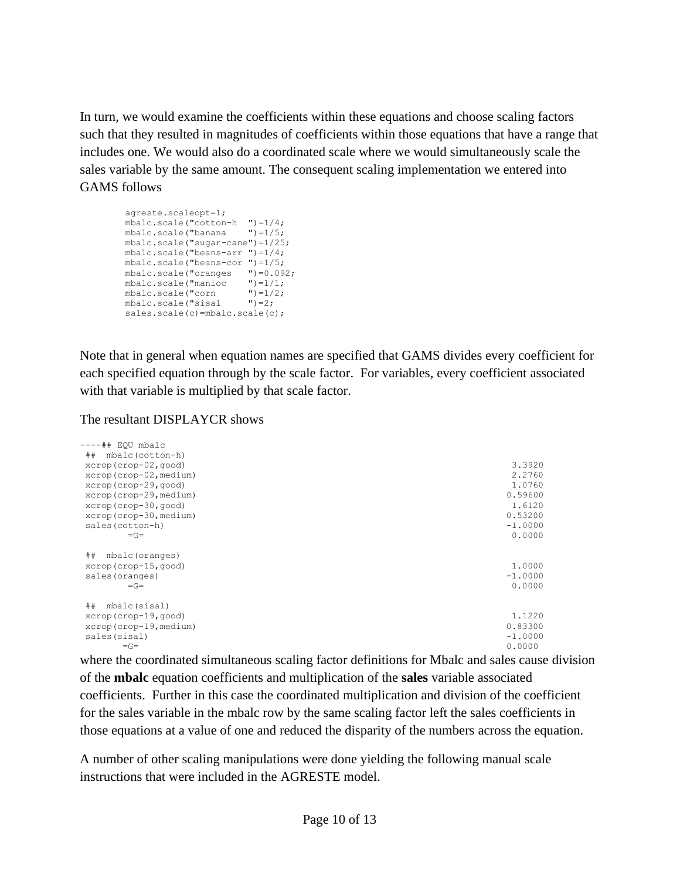In turn, we would examine the coefficients within these equations and choose scaling factors such that they resulted in magnitudes of coefficients within those equations that have a range that includes one. We would also do a coordinated scale where we would simultaneously scale the sales variable by the same amount. The consequent scaling implementation we entered into GAMS follows

```
agreste.scaleopt=1;
mbalc.scale("cotton-h  ")=1/4;
mbalc.scale("banana    ")=1/5;
mbalc.scale("sugar-cane")=1/25;
mbalc.scale("beans-arr ")=1/4;
mbalc.scale("beans-cor ")=1/5;
mbalc.scale("oranges   ")=0.092;
mbalc.scale("manioc    ")=1/1;
mbalc.scale("corn      ")=1/2;
mbalc.scale("sisal     ")=2;
sales.scale(c)=mbalc.scale(c);
```

Note that in general when equation names are specified that GAMS divides every coefficient for each specified equation through by the scale factor.  For variables, every coefficient associated with that variable is multiplied by that scale factor.

The resultant DISPLAYCR shows

```
----## EQU mbalc
 ##  mbalc(cotton-h)
 xcrop(crop-02,good)                                                    3.3920
 xcrop(crop-02,medium)                                                  2.2760
 xcrop(crop-29,good)                                                    1.0760
 xcrop(crop-29,medium)                                                 0.59600
 xcrop(crop-30,good)                                                    1.6120
 xcrop(crop-30,medium)                                                 0.53200
 sales(cotton-h)                                                       -1.0000
        =G=                                                             0.0000

 ##  mbalc(oranges)
 xcrop(crop-15,good)                                                    1.0000
 sales(oranges)                                                        -1.0000
        =G=                                                             0.0000

 ##  mbalc(sisal)
 xcrop(crop-19,good)                                                    1.1220
 xcrop(crop-19,medium)                                                 0.83300
 sales(sisal)                                                          -1.0000
        =G=                                                             0.0000
```

where the coordinated simultaneous scaling factor definitions for Mbalc and sales cause division of the **mbalc** equation coefficients and multiplication of the **sales** variable associated coefficients.  Further in this case the coordinated multiplication and division of the coefficient for the sales variable in the mbalc row by the same scaling factor left the sales coefficients in those equations at a value of one and reduced the disparity of the numbers across the equation.

A number of other scaling manipulations were done yielding the following manual scale instructions that were included in the AGRESTE model.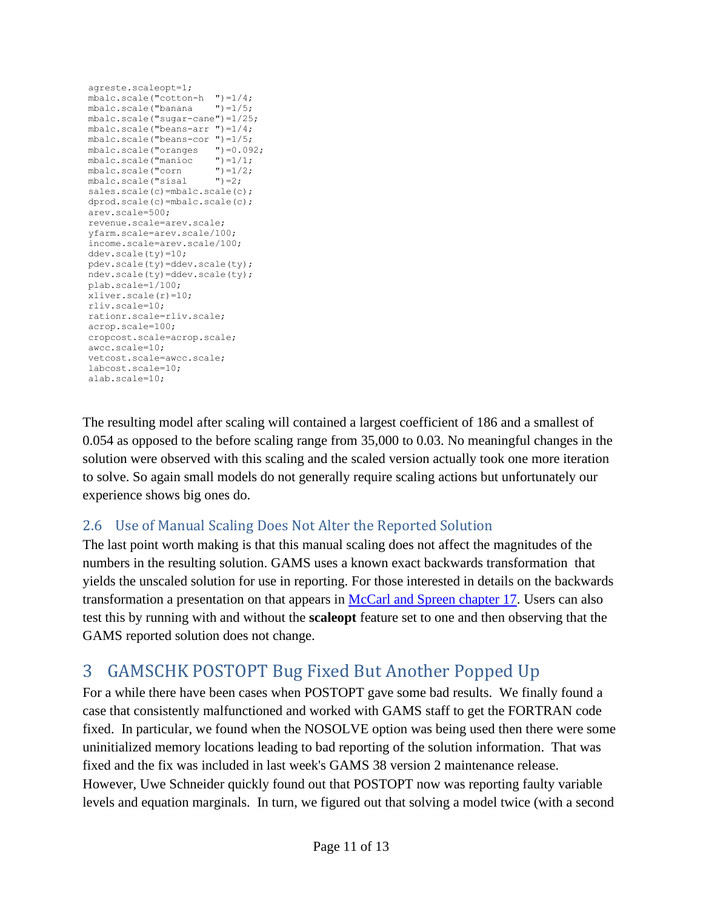```
agreste.scaleopt=1;
mbalc.scale("cotton-h  ")=1/4;
mbalc.scale("banana    ")=1/5;
mbalc.scale("sugar-cane")=1/25;
mbalc.scale("beans-arr ")=1/4;
mbalc.scale("beans-cor ")=1/5;
mbalc.scale("oranges   ")=0.092;
mbalc.scale("manioc    ")=1/1;
mbalc.scale("corn      ")=1/2;
mbalc.scale("sisal     ")=2;
sales.scale(c)=mbalc.scale(c);
dprod.scale(c)=mbalc.scale(c);
arev.scale=500;
revenue.scale=arev.scale;
yfarm.scale=arev.scale/100;
income.scale=arev.scale/100;
ddev.scale(ty)=10;
pdev.scale(ty)=ddev.scale(ty);
ndev.scale(ty)=ddev.scale(ty);
plab.scale=1/100;
xliver.scale(r)=10;
rliv.scale=10;
rationr.scale=rliv.scale;
acrop.scale=100;
cropcost.scale=acrop.scale;
awcc.scale=10;
vetcost.scale=awcc.scale;
labcost.scale=10;
alab.scale=10;
```

The resulting model after scaling will contained a largest coefficient of 186 and a smallest of 0.054 as opposed to the before scaling range from 35,000 to 0.03. No meaningful changes in the solution were observed with this scaling and the scaled version actually took one more iteration to solve. So again small models do not generally require scaling actions but unfortunately our experience shows big ones do.

### 2.6 Use of Manual Scaling Does Not Alter the Reported Solution

The last point worth making is that this manual scaling does not affect the magnitudes of the numbers in the resulting solution. GAMS uses a known exact backwards transformation that yields the unscaled solution for use in reporting. For those interested in details on the backwards transformation a presentation on that appears in McCarl and Spreen chapter 17. Users can also test this by running with and without the **scaleopt** feature set to one and then observing that the GAMS reported solution does not change.

## 3 GAMSCHK POSTOPT Bug Fixed But Another Popped Up

For a while there have been cases when POSTOPT gave some bad results. We finally found a case that consistently malfunctioned and worked with GAMS staff to get the FORTRAN code fixed. In particular, we found when the NOSOLVE option was being used then there were some uninitialized memory locations leading to bad reporting of the solution information. That was fixed and the fix was included in last week's GAMS 38 version 2 maintenance release. However, Uwe Schneider quickly found out that POSTOPT now was reporting faulty variable levels and equation marginals. In turn, we figured out that solving a model twice (with a second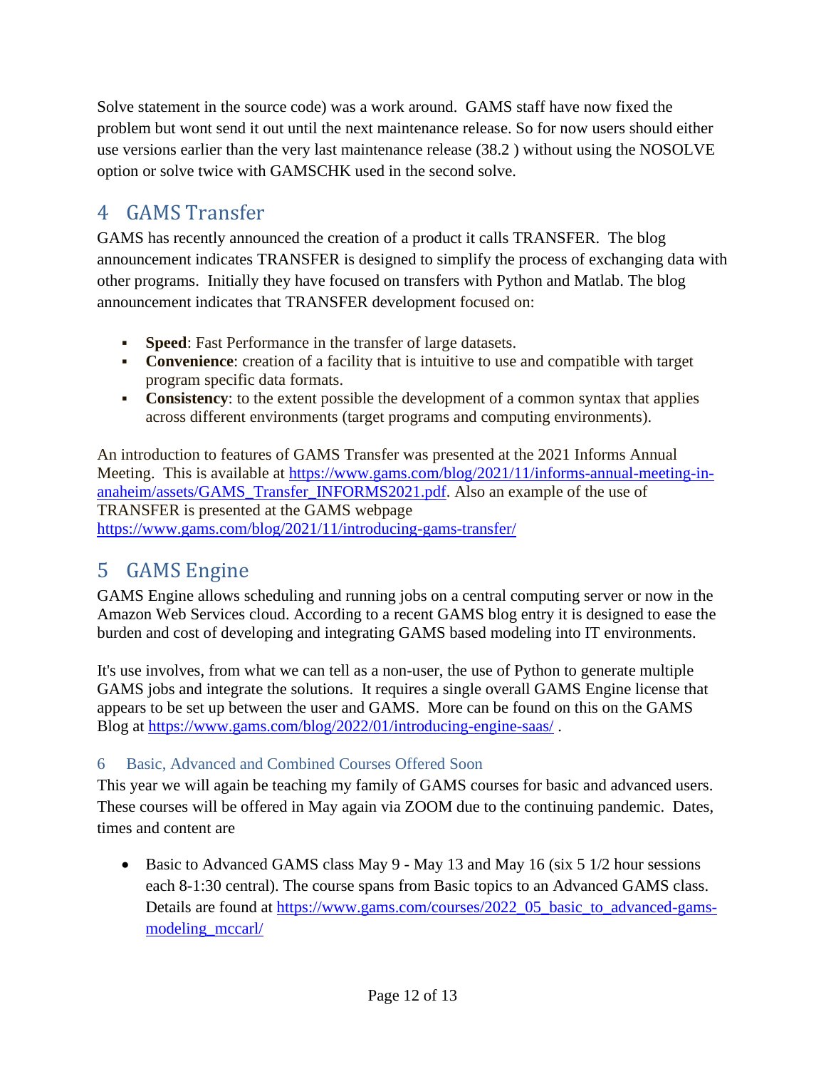Solve statement in the source code) was a work around. GAMS staff have now fixed the problem but wont send it out until the next maintenance release. So for now users should either use versions earlier than the very last maintenance release (38.2 ) without using the NOSOLVE option or solve twice with GAMSCHK used in the second solve.

# 4 GAMS Transfer

GAMS has recently announced the creation of a product it calls TRANSFER. The blog announcement indicates TRANSFER is designed to simplify the process of exchanging data with other programs. Initially they have focused on transfers with Python and Matlab. The blog announcement indicates that TRANSFER development focused on:

- **Speed**: Fast Performance in the transfer of large datasets.
- **Convenience**: creation of a facility that is intuitive to use and compatible with target program specific data formats.
- **Consistency**: to the extent possible the development of a common syntax that applies across different environments (target programs and computing environments).

An introduction to features of GAMS Transfer was presented at the 2021 Informs Annual Meeting. This is available at https://www.gams.com/blog/2021/11/informs-annual-meeting-in-anaheim/assets/GAMS_Transfer_INFORMS2021.pdf. Also an example of the use of TRANSFER is presented at the GAMS webpage https://www.gams.com/blog/2021/11/introducing-gams-transfer/

# 5 GAMS Engine

GAMS Engine allows scheduling and running jobs on a central computing server or now in the Amazon Web Services cloud. According to a recent GAMS blog entry it is designed to ease the burden and cost of developing and integrating GAMS based modeling into IT environments.

It's use involves, from what we can tell as a non-user, the use of Python to generate multiple GAMS jobs and integrate the solutions. It requires a single overall GAMS Engine license that appears to be set up between the user and GAMS. More can be found on this on the GAMS Blog at https://www.gams.com/blog/2022/01/introducing-engine-saas/ .

## 6 Basic, Advanced and Combined Courses Offered Soon

This year we will again be teaching my family of GAMS courses for basic and advanced users. These courses will be offered in May again via ZOOM due to the continuing pandemic. Dates, times and content are

- Basic to Advanced GAMS class May 9 - May 13 and May 16 (six 5 1/2 hour sessions each 8-1:30 central). The course spans from Basic topics to an Advanced GAMS class. Details are found at https://www.gams.com/courses/2022_05_basic_to_advanced-gams-modeling_mccarl/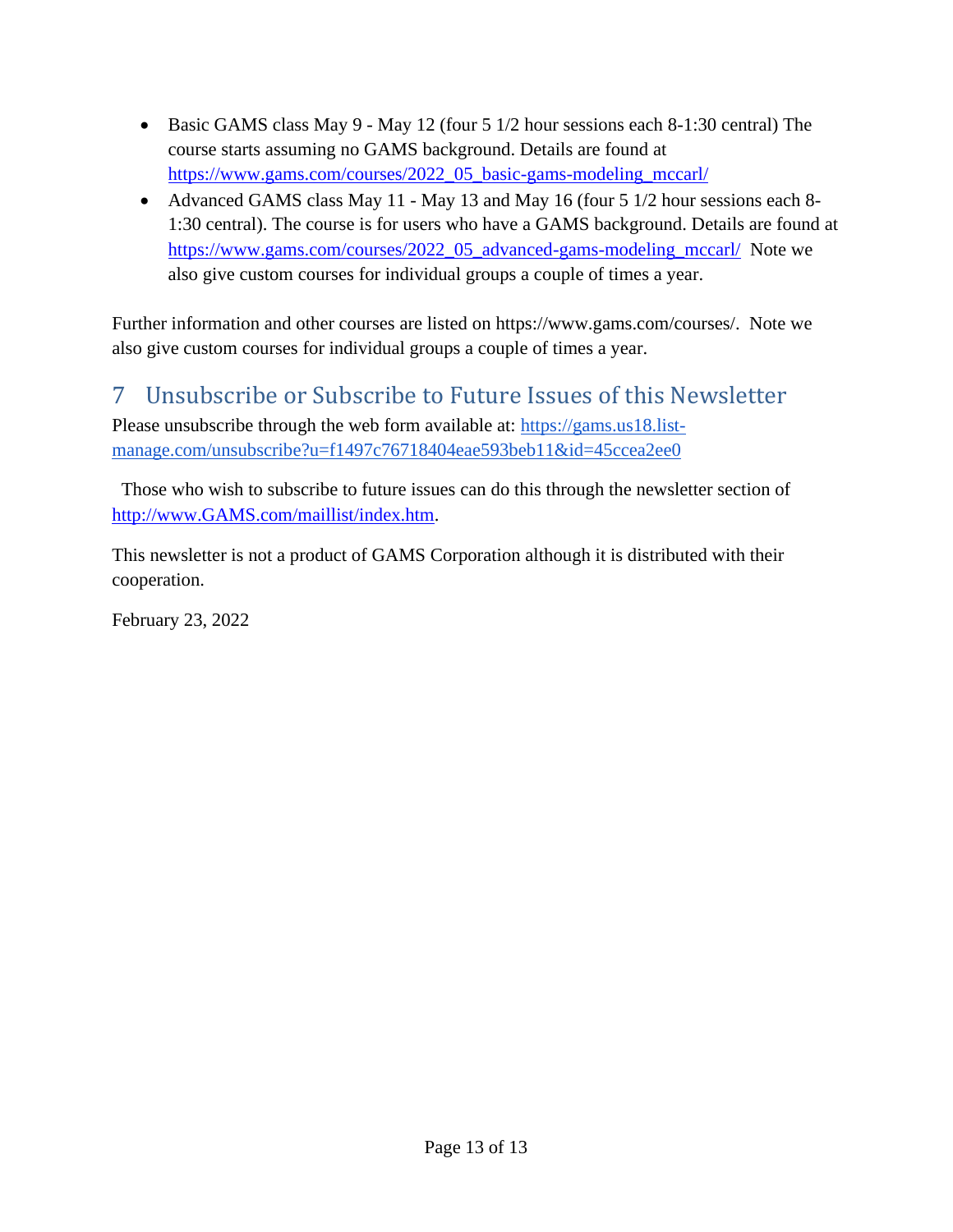- Basic GAMS class May 9 - May 12 (four 5 1/2 hour sessions each 8-1:30 central) The course starts assuming no GAMS background. Details are found at https://www.gams.com/courses/2022_05_basic-gams-modeling_mccarl/
- Advanced GAMS class May 11 - May 13 and May 16 (four 5 1/2 hour sessions each 8-1:30 central). The course is for users who have a GAMS background. Details are found at https://www.gams.com/courses/2022_05_advanced-gams-modeling_mccarl/ Note we also give custom courses for individual groups a couple of times a year.

Further information and other courses are listed on https://www.gams.com/courses/. Note we also give custom courses for individual groups a couple of times a year.

## 7 Unsubscribe or Subscribe to Future Issues of this Newsletter

Please unsubscribe through the web form available at: https://gams.us18.list-manage.com/unsubscribe?u=f1497c76718404eae593beb11&id=45ccea2ee0

Those who wish to subscribe to future issues can do this through the newsletter section of http://www.GAMS.com/maillist/index.htm.

This newsletter is not a product of GAMS Corporation although it is distributed with their cooperation.

February 23, 2022